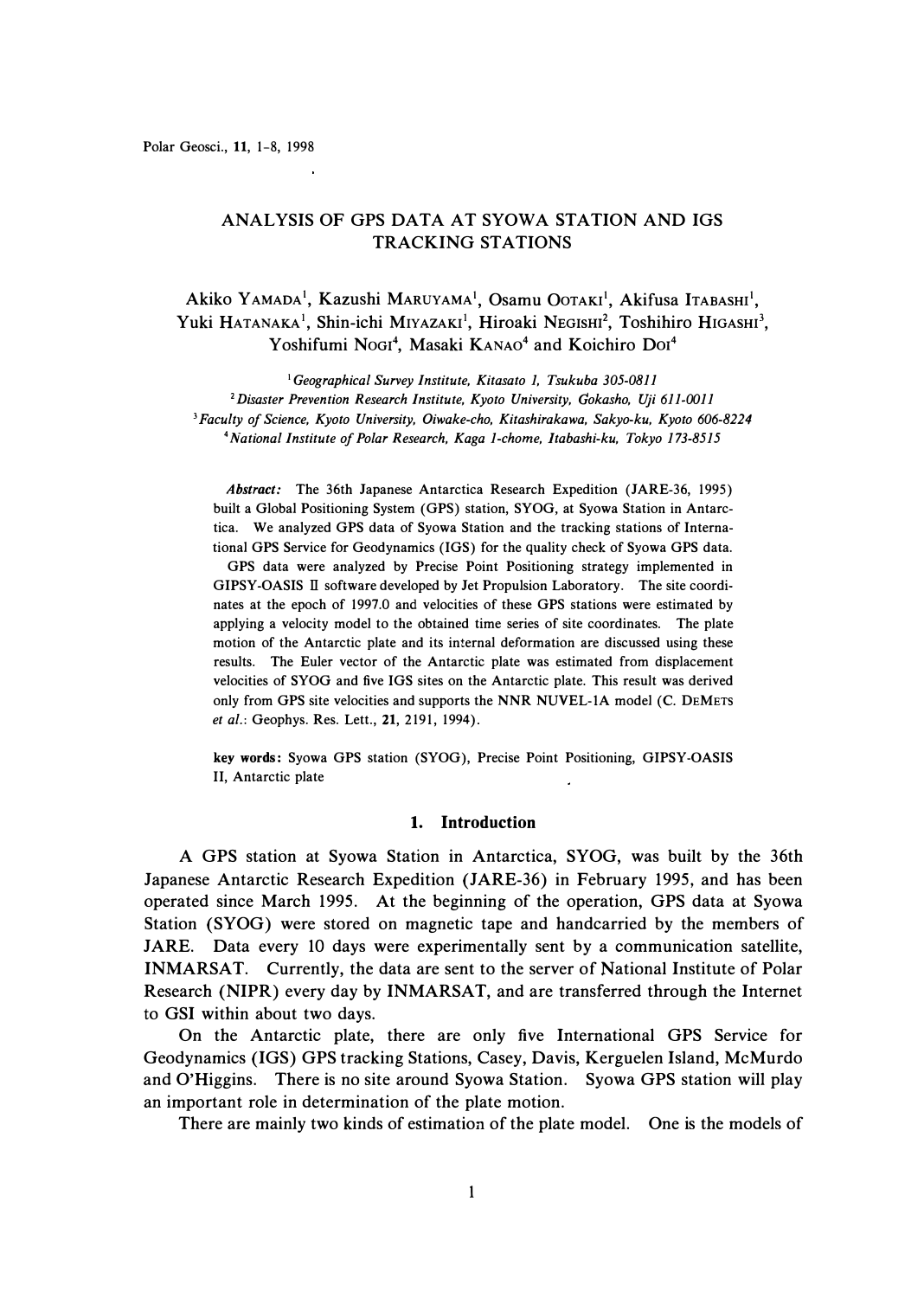# ANALYSIS OF GPS DATA AT SYOWA STATION AND IGS TRACKING STATIONS

Akiko YAMADA[1], Kazushi MARUYAMA[1], Osamu OOTAKI[1], Akifusa ITABASHI[1], Yuki HATANAKA[1], Shin-ichi MIYAZAKI[1], Hiroaki NEGISHI[2], Toshihiro HIGASHI[3], Yoshifumi NOGI[4], Masaki KANAO[4] and Koichiro DOI[4]

[1] *Geographical Survey Institute, Kitasato 1, Tsukuba 305-0811*
[2] *Disaster Prevention Research Institute, Kyoto University, Gokasho, Uji 611-0011*
[3] *Faculty of Science, Kyoto University, Oiwake-cho, Kitashirakawa, Sakyo-ku, Kyoto 606-8224*
[4] *National Institute of Polar Research, Kaga 1-chome, Itabashi-ku, Tokyo 173-8515*

***Abstract:*** The 36th Japanese Antarctica Research Expedition (JARE-36, 1995) built a Global Positioning System (GPS) station, SYOG, at Syowa Station in Antarctica. We analyzed GPS data of Syowa Station and the tracking stations of International GPS Service for Geodynamics (IGS) for the quality check of Syowa GPS data. GPS data were analyzed by Precise Point Positioning strategy implemented in GIPSY-OASIS II software developed by Jet Propulsion Laboratory. The site coordinates at the epoch of 1997.0 and velocities of these GPS stations were estimated by applying a velocity model to the obtained time series of site coordinates. The plate motion of the Antarctic plate and its internal deformation are discussed using these results. The Euler vector of the Antarctic plate was estimated from displacement velocities of SYOG and five IGS sites on the Antarctic plate. This result was derived only from GPS site velocities and supports the NNR NUVEL-1A model (C. DEMETS *et al.*: Geophys. Res. Lett., **21**, 2191, 1994).

**key words:** Syowa GPS station (SYOG), Precise Point Positioning, GIPSY-OASIS II, Antarctic plate

## 1. Introduction

A GPS station at Syowa Station in Antarctica, SYOG, was built by the 36th Japanese Antarctic Research Expedition (JARE-36) in February 1995, and has been operated since March 1995. At the beginning of the operation, GPS data at Syowa Station (SYOG) were stored on magnetic tape and handcarried by the members of JARE. Data every 10 days were experimentally sent by a communication satellite, INMARSAT. Currently, the data are sent to the server of National Institute of Polar Research (NIPR) every day by INMARSAT, and are transferred through the Internet to GSI within about two days.

On the Antarctic plate, there are only five International GPS Service for Geodynamics (IGS) GPS tracking Stations, Casey, Davis, Kerguelen Island, McMurdo and O'Higgins. There is no site around Syowa Station. Syowa GPS station will play an important role in determination of the plate motion.

There are mainly two kinds of estimation of the plate model. One is the models of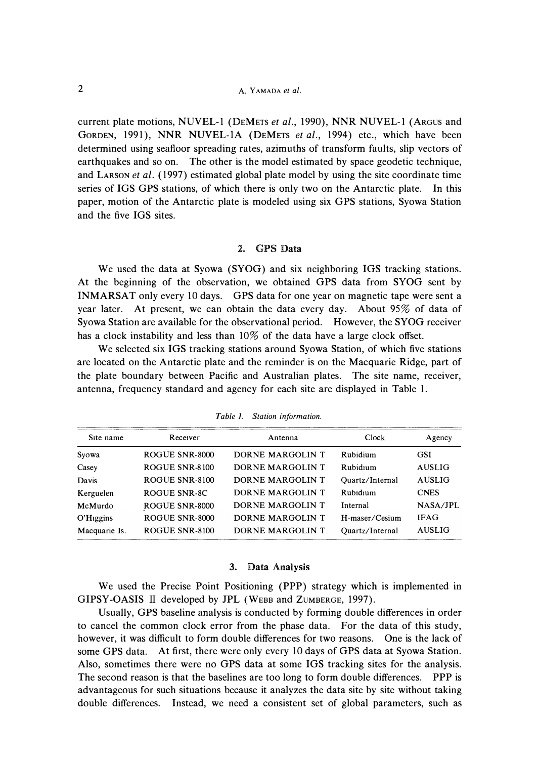current plate motions, NUVEL-1 (DEMETS *et al*., 1990), NNR NUVEL-1 (ARGUS and GORDEN, 1991), NNR NUVEL-1A (DEMETS *et al*., 1994) etc., which have been determined using seafloor spreading rates, azimuths of transform faults, slip vectors of earthquakes and so on. The other is the model estimated by space geodetic technique, and LARSON *et al*. (1997) estimated global plate model by using the site coordinate time series of IGS GPS stations, of which there is only two on the Antarctic plate. In this paper, motion of the Antarctic plate is modeled using six GPS stations, Syowa Station and the five IGS sites.

## 2. GPS Data

We used the data at Syowa (SYOG) and six neighboring IGS tracking stations. At the beginning of the observation, we obtained GPS data from SYOG sent by INMARSAT only every 10 days. GPS data for one year on magnetic tape were sent a year later. At present, we can obtain the data every day. About 95% of data of Syowa Station are available for the observational period. However, the SYOG receiver has a clock instability and less than 10% of the data have a large clock offset.

We selected six IGS tracking stations around Syowa Station, of which five stations are located on the Antarctic plate and the reminder is on the Macquarie Ridge, part of the plate boundary between Pacific and Australian plates. The site name, receiver, antenna, frequency standard and agency for each site are displayed in Table 1.

*Table 1. Station information.*

| Site name | Receiver | Antenna | Clock | Agency |
|---|---|---|---|---|
| Syowa | ROGUE SNR-8000 | DORNE MARGOLIN T | Rubidium | GSI |
| Casey | ROGUE SNR-8100 | DORNE MARGOLIN T | Rubidium | AUSLIG |
| Davis | ROGUE SNR-8100 | DORNE MARGOLIN T | Quartz/Internal | AUSLIG |
| Kerguelen | ROGUE SNR-8C | DORNE MARGOLIN T | Rubidium | CNES |
| McMurdo | ROGUE SNR-8000 | DORNE MARGOLIN T | Internal | NASA/JPL |
| O'Higgins | ROGUE SNR-8000 | DORNE MARGOLIN T | H-maser/Cesium | IFAG |
| Macquarie Is. | ROGUE SNR-8100 | DORNE MARGOLIN T | Quartz/Internal | AUSLIG |

## 3. Data Analysis

We used the Precise Point Positioning (PPP) strategy which is implemented in GIPSY-OASIS II developed by JPL (WEBB and ZUMBERGE, 1997).

Usually, GPS baseline analysis is conducted by forming double differences in order to cancel the common clock error from the phase data. For the data of this study, however, it was difficult to form double differences for two reasons. One is the lack of some GPS data. At first, there were only every 10 days of GPS data at Syowa Station. Also, sometimes there were no GPS data at some IGS tracking sites for the analysis. The second reason is that the baselines are too long to form double differences. PPP is advantageous for such situations because it analyzes the data site by site without taking double differences. Instead, we need a consistent set of global parameters, such as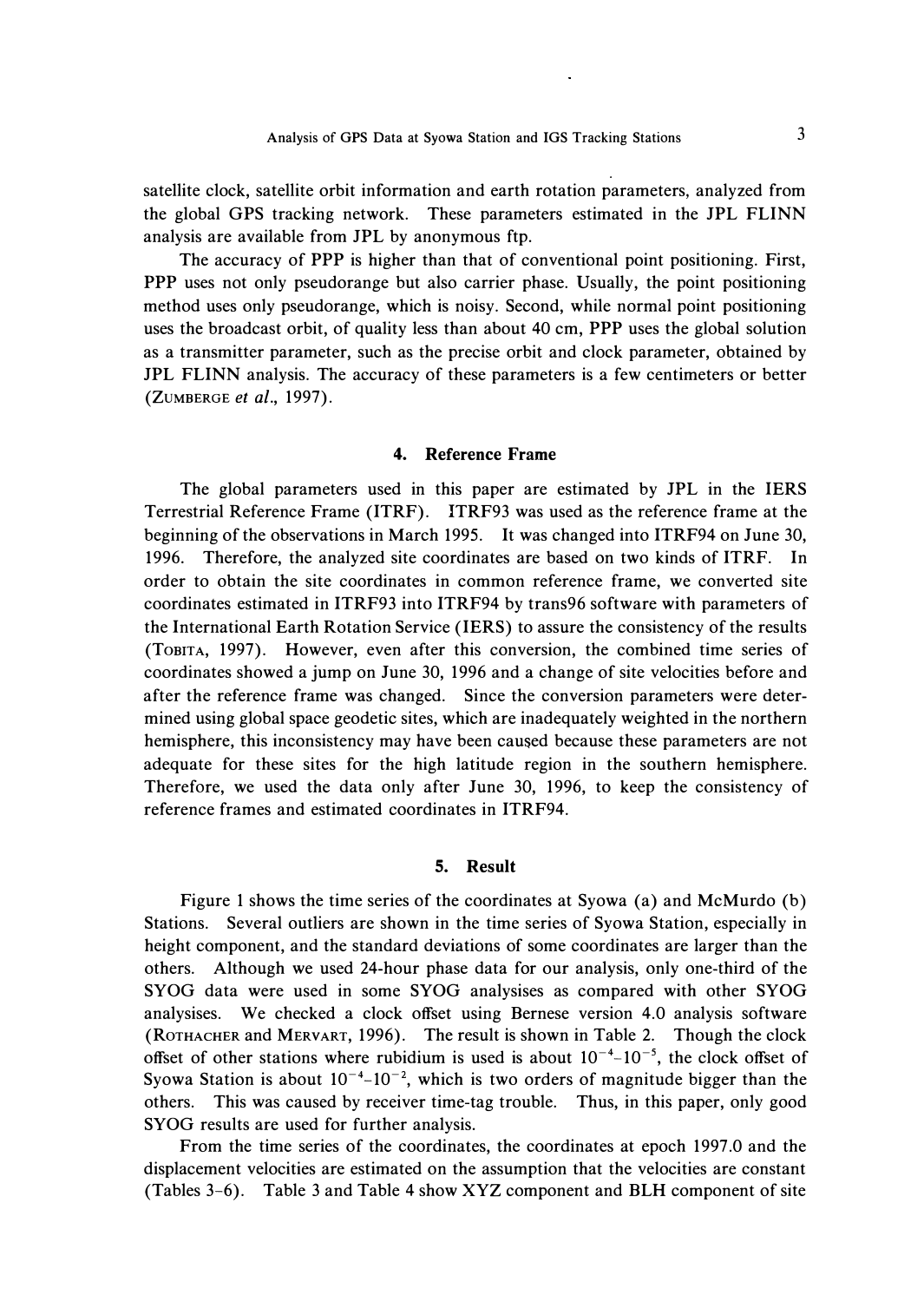satellite clock, satellite orbit information and earth rotation parameters, analyzed from the global GPS tracking network. These parameters estimated in the JPL FLINN analysis are available from JPL by anonymous ftp.

The accuracy of PPP is higher than that of conventional point positioning. First, PPP uses not only pseudorange but also carrier phase. Usually, the point positioning method uses only pseudorange, which is noisy. Second, while normal point positioning uses the broadcast orbit, of quality less than about 40 cm, PPP uses the global solution as a transmitter parameter, such as the precise orbit and clock parameter, obtained by JPL FLINN analysis. The accuracy of these parameters is a few centimeters or better (ZUMBERGE *et al*., 1997).

## 4. Reference Frame

The global parameters used in this paper are estimated by JPL in the IERS Terrestrial Reference Frame (ITRF). ITRF93 was used as the reference frame at the beginning of the observations in March 1995. It was changed into ITRF94 on June 30, 1996. Therefore, the analyzed site coordinates are based on two kinds of ITRF. In order to obtain the site coordinates in common reference frame, we converted site coordinates estimated in ITRF93 into ITRF94 by trans96 software with parameters of the International Earth Rotation Service (IERS) to assure the consistency of the results (TOBITA, 1997). However, even after this conversion, the combined time series of coordinates showed a jump on June 30, 1996 and a change of site velocities before and after the reference frame was changed. Since the conversion parameters were determined using global space geodetic sites, which are inadequately weighted in the northern hemisphere, this inconsistency may have been caused because these parameters are not adequate for these sites for the high latitude region in the southern hemisphere. Therefore, we used the data only after June 30, 1996, to keep the consistency of reference frames and estimated coordinates in ITRF94.

## 5. Result

Figure 1 shows the time series of the coordinates at Syowa (a) and McMurdo (b) Stations. Several outliers are shown in the time series of Syowa Station, especially in height component, and the standard deviations of some coordinates are larger than the others. Although we used 24-hour phase data for our analysis, only one-third of the SYOG data were used in some SYOG analysises as compared with other SYOG analysises. We checked a clock offset using Bernese version 4.0 analysis software (ROTHACHER and MERVART, 1996). The result is shown in Table 2. Though the clock offset of other stations where rubidium is used is about $10^{-4}$–$10^{-5}$, the clock offset of Syowa Station is about $10^{-4}$–$10^{-2}$, which is two orders of magnitude bigger than the others. This was caused by receiver time-tag trouble. Thus, in this paper, only good SYOG results are used for further analysis.

From the time series of the coordinates, the coordinates at epoch 1997.0 and the displacement velocities are estimated on the assumption that the velocities are constant (Tables 3–6). Table 3 and Table 4 show XYZ component and BLH component of site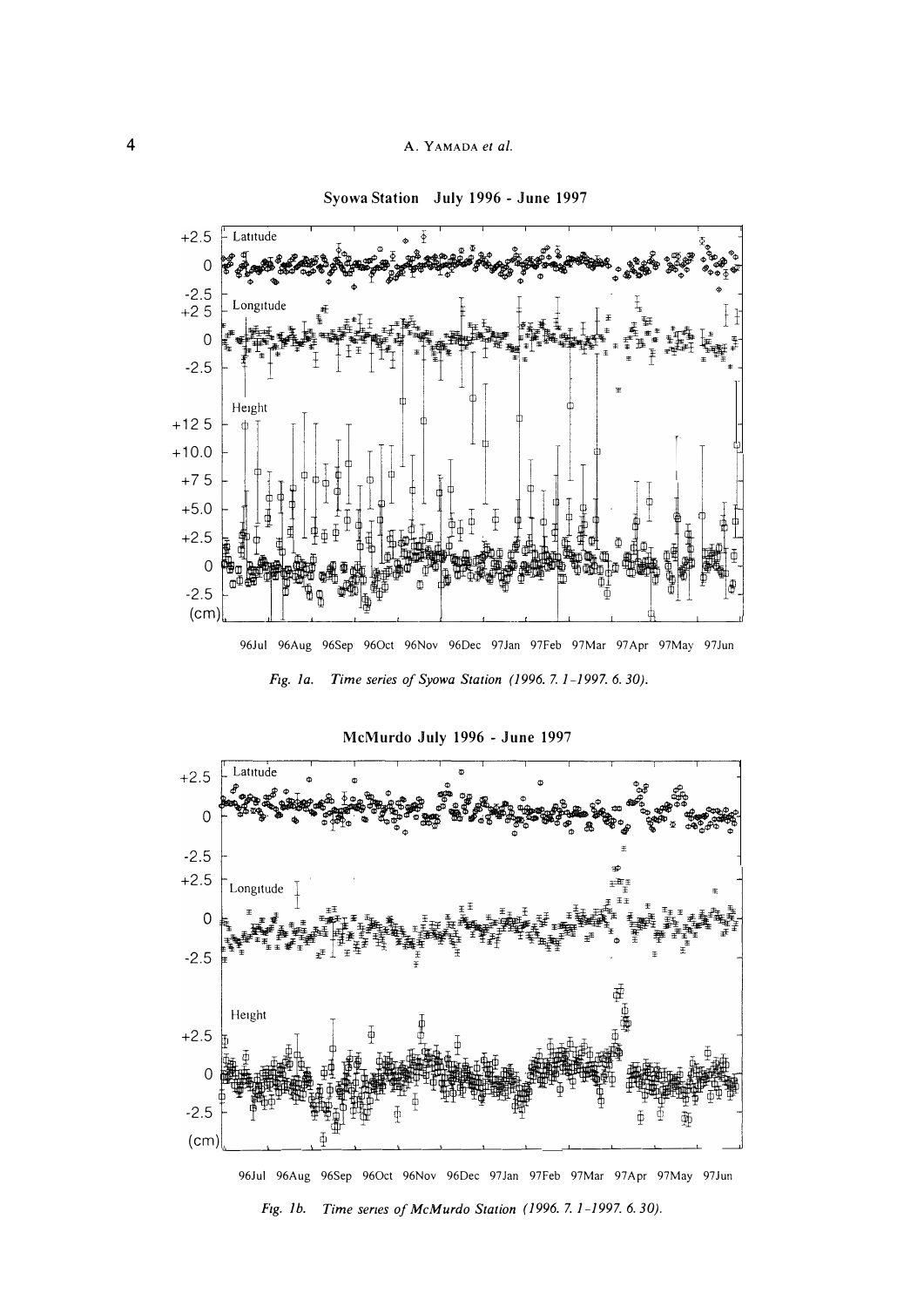Syowa Station July 1996 - June 1997

*Fig. 1a. Time series of Syowa Station (1996. 7. 1–1997. 6. 30).*

McMurdo July 1996 - June 1997

*Fig. 1b. Time series of McMurdo Station (1996. 7. 1–1997. 6. 30).*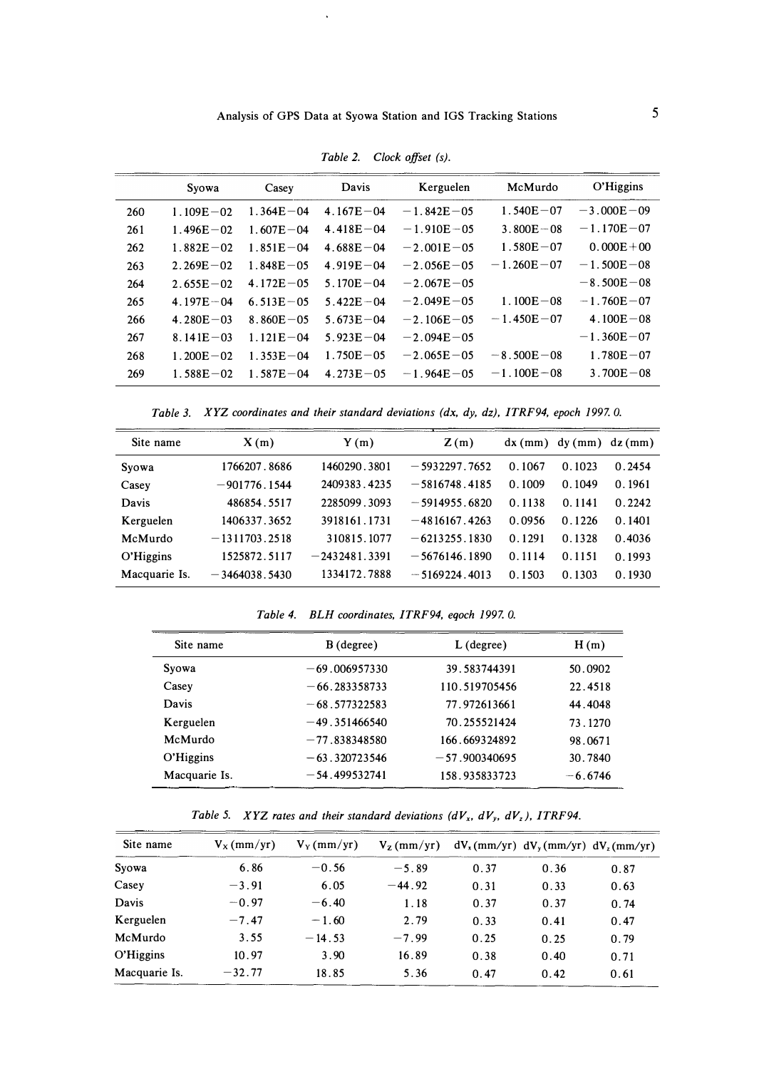*Table 2. Clock offset (s).*

| | Syowa | Casey | Davis | Kerguelen | McMurdo | O'Higgins |
|---|---|---|---|---|---|---|
| 260 | 1.109E−02 | 1.364E−04 | 4.167E−04 | −1.842E−05 | 1.540E−07 | −3.000E−09 |
| 261 | 1.496E−02 | 1.607E−04 | 4.418E−04 | −1.910E−05 | 3.800E−08 | −1.170E−07 |
| 262 | 1.882E−02 | 1.851E−04 | 4.688E−04 | −2.001E−05 | 1.580E−07 | 0.000E+00 |
| 263 | 2.269E−02 | 1.848E−05 | 4.919E−04 | −2.056E−05 | −1.260E−07 | −1.500E−08 |
| 264 | 2.655E−02 | 4.172E−05 | 5.170E−04 | −2.067E−05 | | −8.500E−08 |
| 265 | 4.197E−04 | 6.513E−05 | 5.422E−04 | −2.049E−05 | 1.100E−08 | −1.760E−07 |
| 266 | 4.280E−03 | 8.860E−05 | 5.673E−04 | −2.106E−05 | −1.450E−07 | 4.100E−08 |
| 267 | 8.141E−03 | 1.121E−04 | 5.923E−04 | −2.094E−05 | | −1.360E−07 |
| 268 | 1.200E−02 | 1.353E−04 | 1.750E−05 | −2.065E−05 | −8.500E−08 | 1.780E−07 |
| 269 | 1.588E−02 | 1.587E−04 | 4.273E−05 | −1.964E−05 | −1.100E−08 | 3.700E−08 |

*Table 3. XYZ coordinates and their standard deviations (dx, dy, dz), ITRF94, epoch 1997. 0.*

| Site name | X (m) | Y (m) | Z (m) | dx (mm) | dy (mm) | dz (mm) |
|---|---|---|---|---|---|---|
| Syowa | 1766207.8686 | 1460290.3801 | −5932297.7652 | 0.1067 | 0.1023 | 0.2454 |
| Casey | −901776.1544 | 2409383.4235 | −5816748.4185 | 0.1009 | 0.1049 | 0.1961 |
| Davis | 486854.5517 | 2285099.3093 | −5914955.6820 | 0.1138 | 0.1141 | 0.2242 |
| Kerguelen | 1406337.3652 | 3918161.1731 | −4816167.4263 | 0.0956 | 0.1226 | 0.1401 |
| McMurdo | −1311703.2518 | 310815.1077 | −6213255.1830 | 0.1291 | 0.1328 | 0.4036 |
| O'Higgins | 1525872.5117 | −2432481.3391 | −5676146.1890 | 0.1114 | 0.1151 | 0.1993 |
| Macquarie Is. | −3464038.5430 | 1334172.7888 | −5169224.4013 | 0.1503 | 0.1303 | 0.1930 |

*Table 4. BLH coordinates, ITRF94, eqoch 1997. 0.*

| Site name | B (degree) | L (degree) | H (m) |
|---|---|---|---|
| Syowa | −69.006957330 | 39.583744391 | 50.0902 |
| Casey | −66.283358733 | 110.519705456 | 22.4518 |
| Davis | −68.577322583 | 77.972613661 | 44.4048 |
| Kerguelen | −49.351466540 | 70.255521424 | 73.1270 |
| McMurdo | −77.838348580 | 166.669324892 | 98.0671 |
| O'Higgins | −63.320723546 | −57.900340695 | 30.7840 |
| Macquarie Is. | −54.499532741 | 158.935833723 | −6.6746 |

*Table 5. XYZ rates and their standard deviations ($dV_x$, $dV_y$, $dV_z$), ITRF94.*

| Site name | $V_X$ (mm/yr) | $V_Y$ (mm/yr) | $V_Z$ (mm/yr) | $dV_x$ (mm/yr) | $dV_y$ (mm/yr) | $dV_z$ (mm/yr) |
|---|---|---|---|---|---|---|
| Syowa | 6.86 | −0.56 | −5.89 | 0.37 | 0.36 | 0.87 |
| Casey | −3.91 | 6.05 | −44.92 | 0.31 | 0.33 | 0.63 |
| Davis | −0.97 | −6.40 | 1.18 | 0.37 | 0.37 | 0.74 |
| Kerguelen | −7.47 | −1.60 | 2.79 | 0.33 | 0.41 | 0.47 |
| McMurdo | 3.55 | −14.53 | −7.99 | 0.25 | 0.25 | 0.79 |
| O'Higgins | 10.97 | 3.90 | 16.89 | 0.38 | 0.40 | 0.71 |
| Macquarie Is. | −32.77 | 18.85 | 5.36 | 0.47 | 0.42 | 0.61 |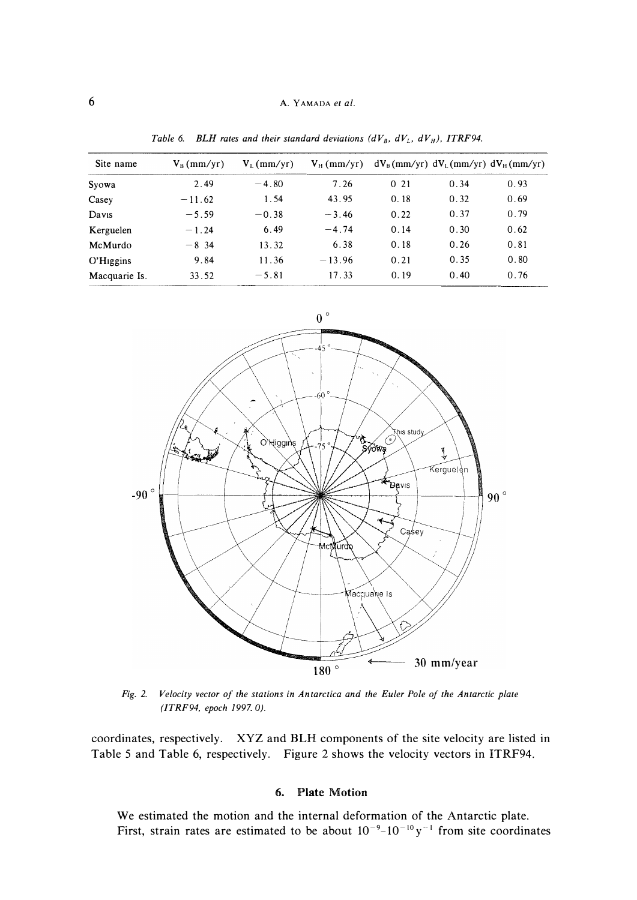*Table 6. BLH rates and their standard deviations ($dV_B$, $dV_L$, $dV_H$), ITRF94.*

| Site name | $V_B$ (mm/yr) | $V_L$ (mm/yr) | $V_H$ (mm/yr) | $dV_B$ (mm/yr) | $dV_L$ (mm/yr) | $dV_H$ (mm/yr) |
|---|---|---|---|---|---|---|
| Syowa | 2.49 | −4.80 | 7.26 | 0.21 | 0.34 | 0.93 |
| Casey | −11.62 | 1.54 | 43.95 | 0.18 | 0.32 | 0.69 |
| Davis | −5.59 | −0.38 | −3.46 | 0.22 | 0.37 | 0.79 |
| Kerguelen | −1.24 | 6.49 | −4.74 | 0.14 | 0.30 | 0.62 |
| McMurdo | −8.34 | 13.32 | 6.38 | 0.18 | 0.26 | 0.81 |
| O'Higgins | 9.84 | 11.36 | −13.96 | 0.21 | 0.35 | 0.80 |
| Macquarie Is. | 33.52 | −5.81 | 17.33 | 0.19 | 0.40 | 0.76 |

*Fig. 2. Velocity vector of the stations in Antarctica and the Euler Pole of the Antarctic plate (ITRF94, epoch 1997.0).*

coordinates, respectively. XYZ and BLH components of the site velocity are listed in Table 5 and Table 6, respectively. Figure 2 shows the velocity vectors in ITRF94.

## 6. Plate Motion

We estimated the motion and the internal deformation of the Antarctic plate. First, strain rates are estimated to be about $10^{-9}$–$10^{-10}\,\mathrm{y}^{-1}$ from site coordinates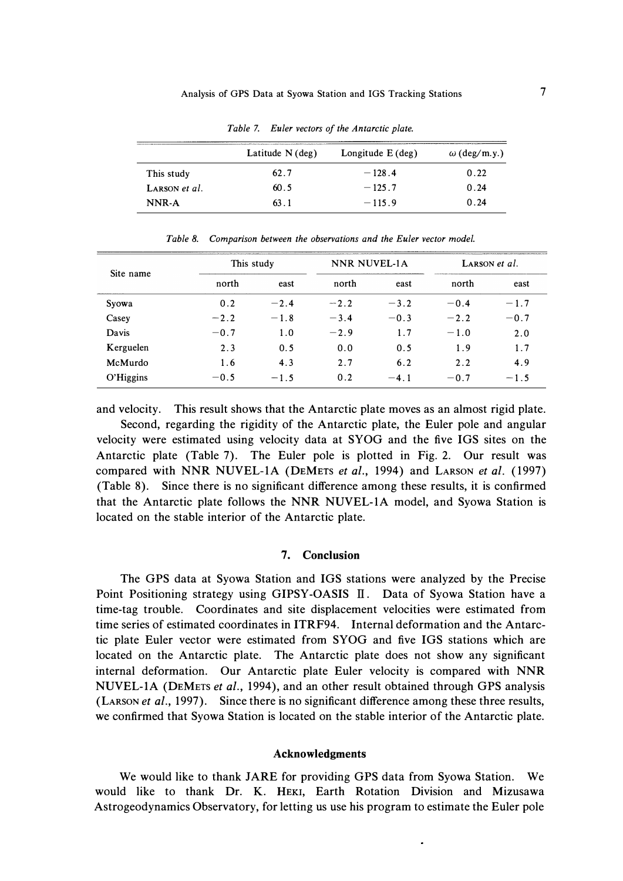*Table 7. Euler vectors of the Antarctic plate.*

| | Latitude N (deg) | Longitude E (deg) | ω (deg/m.y.) |
|---|---|---|---|
| This study | 62.7 | −128.4 | 0.22 |
| LARSON *et al.* | 60.5 | −125.7 | 0.24 |
| NNR-A | 63.1 | −115.9 | 0.24 |

*Table 8. Comparison between the observations and the Euler vector model.*

| Site name | This study | | NNR NUVEL-1A | | LARSON *et al.* | |
|---|---|---|---|---|---|---|
| | north | east | north | east | north | east |
| Syowa | 0.2 | −2.4 | −2.2 | −3.2 | −0.4 | −1.7 |
| Casey | −2.2 | −1.8 | −3.4 | −0.3 | −2.2 | −0.7 |
| Davis | −0.7 | 1.0 | −2.9 | 1.7 | −1.0 | 2.0 |
| Kerguelen | 2.3 | 0.5 | 0.0 | 0.5 | 1.9 | 1.7 |
| McMurdo | 1.6 | 4.3 | 2.7 | 6.2 | 2.2 | 4.9 |
| O'Higgins | −0.5 | −1.5 | 0.2 | −4.1 | −0.7 | −1.5 |

and velocity. This result shows that the Antarctic plate moves as an almost rigid plate.

Second, regarding the rigidity of the Antarctic plate, the Euler pole and angular velocity were estimated using velocity data at SYOG and the five IGS sites on the Antarctic plate (Table 7). The Euler pole is plotted in Fig. 2. Our result was compared with NNR NUVEL-1A (DEMETS *et al.*, 1994) and LARSON *et al.* (1997) (Table 8). Since there is no significant difference among these results, it is confirmed that the Antarctic plate follows the NNR NUVEL-1A model, and Syowa Station is located on the stable interior of the Antarctic plate.

## 7. Conclusion

The GPS data at Syowa Station and IGS stations were analyzed by the Precise Point Positioning strategy using GIPSY-OASIS II. Data of Syowa Station have a time-tag trouble. Coordinates and site displacement velocities were estimated from time series of estimated coordinates in ITRF94. Internal deformation and the Antarctic plate Euler vector were estimated from SYOG and five IGS stations which are located on the Antarctic plate. The Antarctic plate does not show any significant internal deformation. Our Antarctic plate Euler velocity is compared with NNR NUVEL-1A (DEMETS *et al.*, 1994), and an other result obtained through GPS analysis (LARSON *et al.*, 1997). Since there is no significant difference among these three results, we confirmed that Syowa Station is located on the stable interior of the Antarctic plate.

## Acknowledgments

We would like to thank JARE for providing GPS data from Syowa Station. We would like to thank Dr. K. HEKI, Earth Rotation Division and Mizusawa Astrogeodynamics Observatory, for letting us use his program to estimate the Euler pole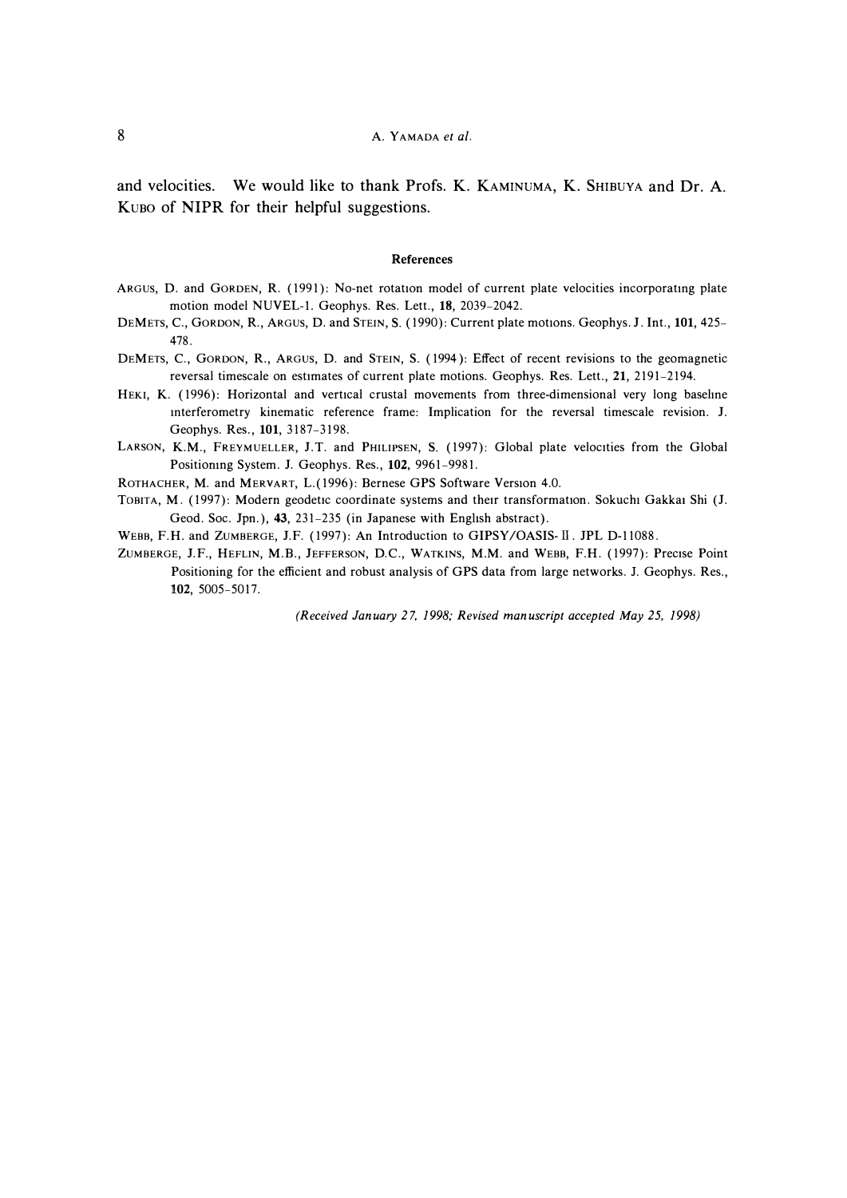and velocities. We would like to thank Profs. K. KAMINUMA, K. SHIBUYA and Dr. A. KUBO of NIPR for their helpful suggestions.

## References

ARGUS, D. and GORDEN, R. (1991): No-net rotation model of current plate velocities incorporating plate motion model NUVEL-1. Geophys. Res. Lett., **18**, 2039–2042.

DEMETS, C., GORDON, R., ARGUS, D. and STEIN, S. (1990): Current plate motions. Geophys. J. Int., **101**, 425–478.

DEMETS, C., GORDON, R., ARGUS, D. and STEIN, S. (1994): Effect of recent revisions to the geomagnetic reversal timescale on estimates of current plate motions. Geophys. Res. Lett., **21**, 2191–2194.

HEKI, K. (1996): Horizontal and vertical crustal movements from three-dimensional very long baseline interferometry kinematic reference frame: Implication for the reversal timescale revision. J. Geophys. Res., **101**, 3187–3198.

LARSON, K.M., FREYMUELLER, J.T. and PHILIPSEN, S. (1997): Global plate velocities from the Global Positioning System. J. Geophys. Res., **102**, 9961–9981.

ROTHACHER, M. and MERVART, L.(1996): Bernese GPS Software Version 4.0.

TOBITA, M. (1997): Modern geodetic coordinate systems and their transformation. Sokuchi Gakkai Shi (J. Geod. Soc. Jpn.), **43**, 231–235 (in Japanese with English abstract).

WEBB, F.H. and ZUMBERGE, J.F. (1997): An Introduction to GIPSY/OASIS-II. JPL D-11088.

ZUMBERGE, J.F., HEFLIN, M.B., JEFFERSON, D.C., WATKINS, M.M. and WEBB, F.H. (1997): Precise Point Positioning for the efficient and robust analysis of GPS data from large networks. J. Geophys. Res., **102**, 5005–5017.

*(Received January 27, 1998; Revised manuscript accepted May 25, 1998)*